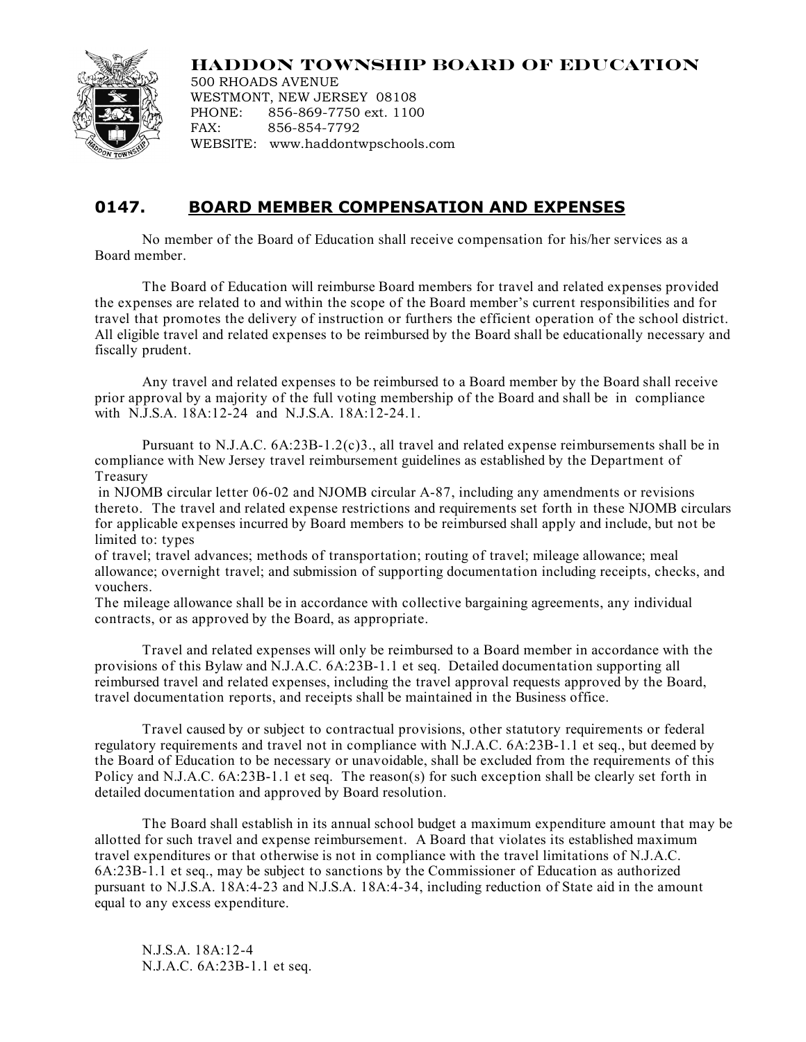# HADDON TOWNSHIP BOARD OF EDUCATION

500 RHOADS AVENUE
WESTMONT, NEW JERSEY 08108
PHONE: 856-869-7750 ext. 1100
FAX: 856-854-7792
WEBSITE: www.haddontwpschools.com

## 0147. BOARD MEMBER COMPENSATION AND EXPENSES

No member of the Board of Education shall receive compensation for his/her services as a Board member.

The Board of Education will reimburse Board members for travel and related expenses provided the expenses are related to and within the scope of the Board member's current responsibilities and for travel that promotes the delivery of instruction or furthers the efficient operation of the school district. All eligible travel and related expenses to be reimbursed by the Board shall be educationally necessary and fiscally prudent.

Any travel and related expenses to be reimbursed to a Board member by the Board shall receive prior approval by a majority of the full voting membership of the Board and shall be in compliance with N.J.S.A. 18A:12-24 and N.J.S.A. 18A:12-24.1.

Pursuant to N.J.A.C. 6A:23B-1.2(c)3., all travel and related expense reimbursements shall be in compliance with New Jersey travel reimbursement guidelines as established by the Department of Treasury in NJOMB circular letter 06-02 and NJOMB circular A-87, including any amendments or revisions thereto. The travel and related expense restrictions and requirements set forth in these NJOMB circulars for applicable expenses incurred by Board members to be reimbursed shall apply and include, but not be limited to: types of travel; travel advances; methods of transportation; routing of travel; mileage allowance; meal allowance; overnight travel; and submission of supporting documentation including receipts, checks, and vouchers.
The mileage allowance shall be in accordance with collective bargaining agreements, any individual contracts, or as approved by the Board, as appropriate.

Travel and related expenses will only be reimbursed to a Board member in accordance with the provisions of this Bylaw and N.J.A.C. 6A:23B-1.1 et seq. Detailed documentation supporting all reimbursed travel and related expenses, including the travel approval requests approved by the Board, travel documentation reports, and receipts shall be maintained in the Business office.

Travel caused by or subject to contractual provisions, other statutory requirements or federal regulatory requirements and travel not in compliance with N.J.A.C. 6A:23B-1.1 et seq., but deemed by the Board of Education to be necessary or unavoidable, shall be excluded from the requirements of this Policy and N.J.A.C. 6A:23B-1.1 et seq. The reason(s) for such exception shall be clearly set forth in detailed documentation and approved by Board resolution.

The Board shall establish in its annual school budget a maximum expenditure amount that may be allotted for such travel and expense reimbursement. A Board that violates its established maximum travel expenditures or that otherwise is not in compliance with the travel limitations of N.J.A.C. 6A:23B-1.1 et seq., may be subject to sanctions by the Commissioner of Education as authorized pursuant to N.J.S.A. 18A:4-23 and N.J.S.A. 18A:4-34, including reduction of State aid in the amount equal to any excess expenditure.

N.J.S.A. 18A:12-4
N.J.A.C. 6A:23B-1.1 et seq.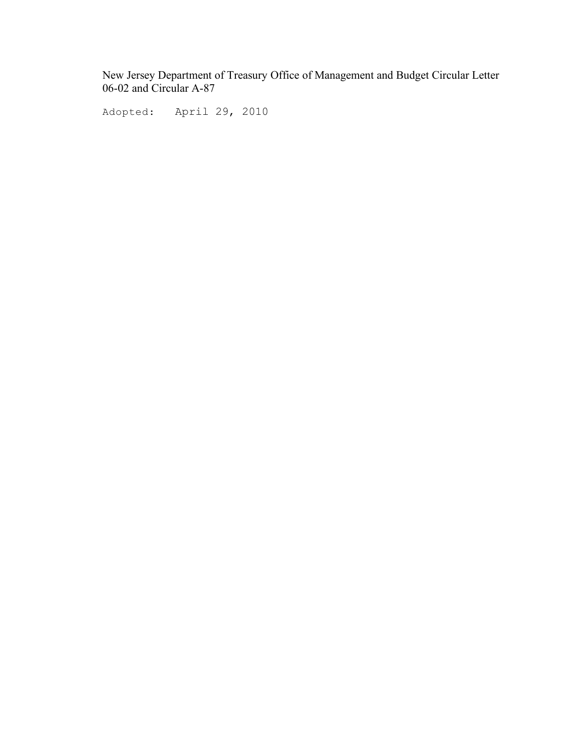New Jersey Department of Treasury Office of Management and Budget Circular Letter 06-02 and Circular A-87

Adopted: April 29, 2010